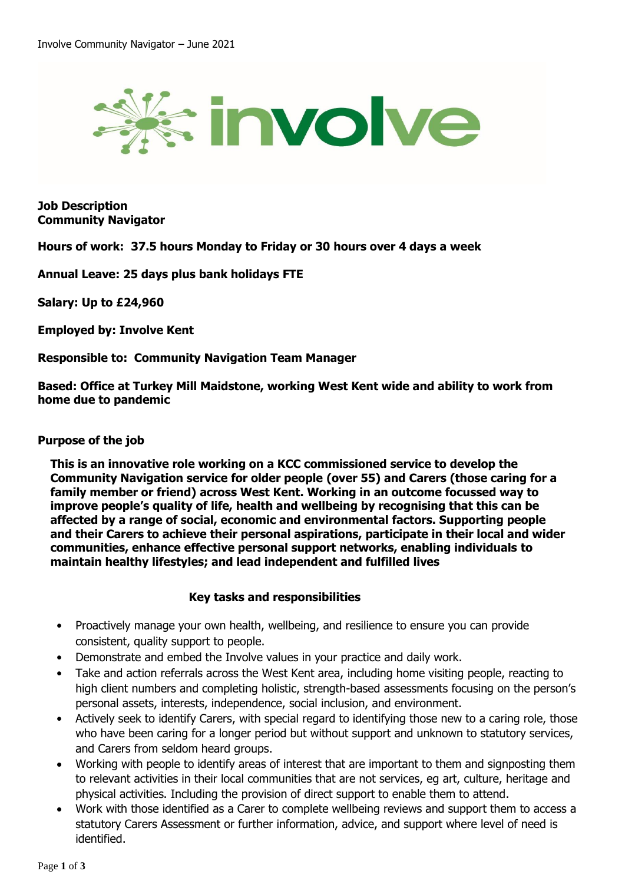**Job Description**
**Community Navigator**

**Hours of work: 37.5 hours Monday to Friday or 30 hours over 4 days a week**

**Annual Leave: 25 days plus bank holidays FTE**

**Salary: Up to £24,960**

**Employed by: Involve Kent**

**Responsible to: Community Navigation Team Manager**

**Based: Office at Turkey Mill Maidstone, working West Kent wide and ability to work from home due to pandemic**

**Purpose of the job**

**This is an innovative role working on a KCC commissioned service to develop the Community Navigation service for older people (over 55) and Carers (those caring for a family member or friend) across West Kent. Working in an outcome focussed way to improve people's quality of life, health and wellbeing by recognising that this can be affected by a range of social, economic and environmental factors. Supporting people and their Carers to achieve their personal aspirations, participate in their local and wider communities, enhance effective personal support networks, enabling individuals to maintain healthy lifestyles; and lead independent and fulfilled lives**

**Key tasks and responsibilities**

- Proactively manage your own health, wellbeing, and resilience to ensure you can provide consistent, quality support to people.
- Demonstrate and embed the Involve values in your practice and daily work.
- Take and action referrals across the West Kent area, including home visiting people, reacting to high client numbers and completing holistic, strength-based assessments focusing on the person's personal assets, interests, independence, social inclusion, and environment.
- Actively seek to identify Carers, with special regard to identifying those new to a caring role, those who have been caring for a longer period but without support and unknown to statutory services, and Carers from seldom heard groups.
- Working with people to identify areas of interest that are important to them and signposting them to relevant activities in their local communities that are not services, eg art, culture, heritage and physical activities. Including the provision of direct support to enable them to attend.
- Work with those identified as a Carer to complete wellbeing reviews and support them to access a statutory Carers Assessment or further information, advice, and support where level of need is identified.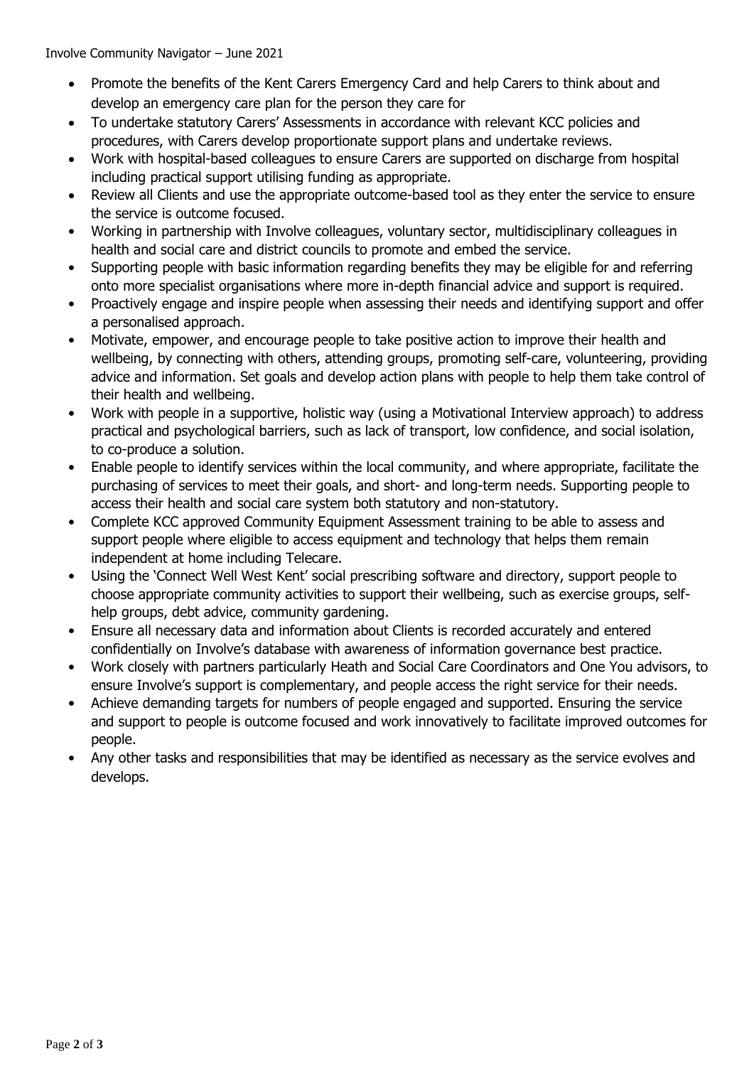- Promote the benefits of the Kent Carers Emergency Card and help Carers to think about and develop an emergency care plan for the person they care for
- To undertake statutory Carers' Assessments in accordance with relevant KCC policies and procedures, with Carers develop proportionate support plans and undertake reviews.
- Work with hospital-based colleagues to ensure Carers are supported on discharge from hospital including practical support utilising funding as appropriate.
- Review all Clients and use the appropriate outcome-based tool as they enter the service to ensure the service is outcome focused.
- Working in partnership with Involve colleagues, voluntary sector, multidisciplinary colleagues in health and social care and district councils to promote and embed the service.
- Supporting people with basic information regarding benefits they may be eligible for and referring onto more specialist organisations where more in-depth financial advice and support is required.
- Proactively engage and inspire people when assessing their needs and identifying support and offer a personalised approach.
- Motivate, empower, and encourage people to take positive action to improve their health and wellbeing, by connecting with others, attending groups, promoting self-care, volunteering, providing advice and information. Set goals and develop action plans with people to help them take control of their health and wellbeing.
- Work with people in a supportive, holistic way (using a Motivational Interview approach) to address practical and psychological barriers, such as lack of transport, low confidence, and social isolation, to co-produce a solution.
- Enable people to identify services within the local community, and where appropriate, facilitate the purchasing of services to meet their goals, and short- and long-term needs. Supporting people to access their health and social care system both statutory and non-statutory.
- Complete KCC approved Community Equipment Assessment training to be able to assess and support people where eligible to access equipment and technology that helps them remain independent at home including Telecare.
- Using the 'Connect Well West Kent' social prescribing software and directory, support people to choose appropriate community activities to support their wellbeing, such as exercise groups, self-help groups, debt advice, community gardening.
- Ensure all necessary data and information about Clients is recorded accurately and entered confidentially on Involve's database with awareness of information governance best practice.
- Work closely with partners particularly Heath and Social Care Coordinators and One You advisors, to ensure Involve's support is complementary, and people access the right service for their needs.
- Achieve demanding targets for numbers of people engaged and supported. Ensuring the service and support to people is outcome focused and work innovatively to facilitate improved outcomes for people.
- Any other tasks and responsibilities that may be identified as necessary as the service evolves and develops.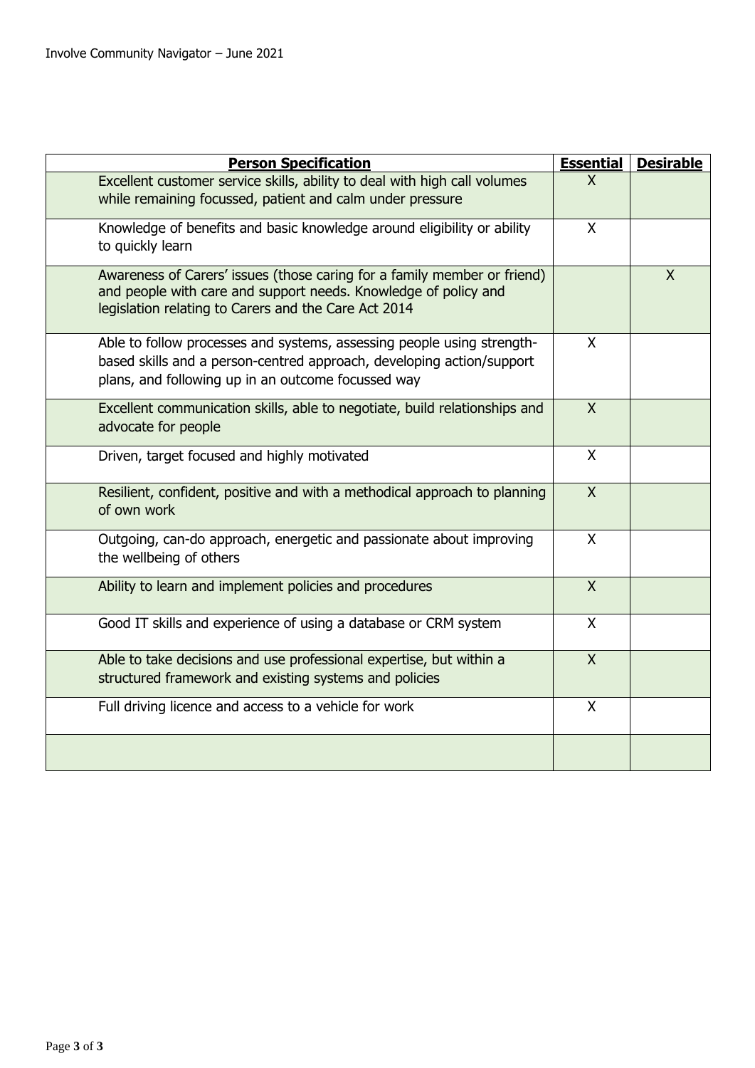| Person Specification | Essential | Desirable |
|---|---|---|
| Excellent customer service skills, ability to deal with high call volumes while remaining focussed, patient and calm under pressure | X | |
| Knowledge of benefits and basic knowledge around eligibility or ability to quickly learn | X | |
| Awareness of Carers' issues (those caring for a family member or friend) and people with care and support needs. Knowledge of policy and legislation relating to Carers and the Care Act 2014 | | X |
| Able to follow processes and systems, assessing people using strength-based skills and a person-centred approach, developing action/support plans, and following up in an outcome focussed way | X | |
| Excellent communication skills, able to negotiate, build relationships and advocate for people | X | |
| Driven, target focused and highly motivated | X | |
| Resilient, confident, positive and with a methodical approach to planning of own work | X | |
| Outgoing, can-do approach, energetic and passionate about improving the wellbeing of others | X | |
| Ability to learn and implement policies and procedures | X | |
| Good IT skills and experience of using a database or CRM system | X | |
| Able to take decisions and use professional expertise, but within a structured framework and existing systems and policies | X | |
| Full driving licence and access to a vehicle for work | X | |
| | | |